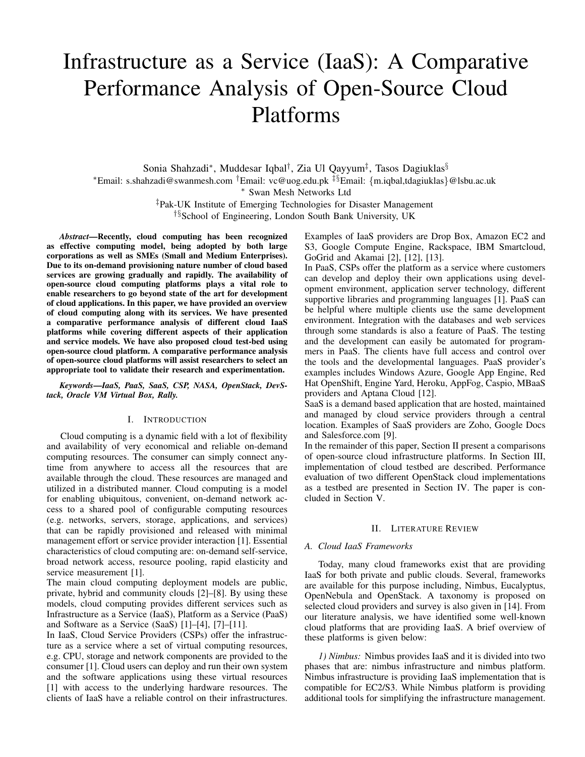# Infrastructure as a Service (IaaS): A Comparative Performance Analysis of Open-Source Cloud Platforms

Sonia Shahzadi*, Muddesar Iqbal†, Zia Ul Qayyum‡, Tasos Dagiuklas§

*Email: s.shahzadi@swanmesh.com †Email: vc@uog.edu.pk ‡§Email: {m.iqbal,tdagiuklas}@lsbu.ac.uk

* Swan Mesh Networks Ltd

‡Pak-UK Institute of Emerging Technologies for Disaster Management

†§School of Engineering, London South Bank University, UK

***Abstract*—Recently, cloud computing has been recognized as effective computing model, being adopted by both large corporations as well as SMEs (Small and Medium Enterprises). Due to its on-demand provisioning nature number of cloud based services are growing gradually and rapidly. The availability of open-source cloud computing platforms plays a vital role to enable researchers to go beyond state of the art for development of cloud applications. In this paper, we have provided an overview of cloud computing along with its services. We have presented a comparative performance analysis of different cloud IaaS platforms while covering different aspects of their application and service models. We have also proposed cloud test-bed using open-source cloud platform. A comparative performance analysis of open-source cloud platforms will assist researchers to select an appropriate tool to validate their research and experimentation.**

***Keywords*—*IaaS, PaaS, SaaS, CSP, NASA, OpenStack, DevStack, Oracle VM Virtual Box, Rally.***

## I. Introduction

Cloud computing is a dynamic field with a lot of flexibility and availability of very economical and reliable on-demand computing resources. The consumer can simply connect anytime from anywhere to access all the resources that are available through the cloud. These resources are managed and utilized in a distributed manner. Cloud computing is a model for enabling ubiquitous, convenient, on-demand network access to a shared pool of configurable computing resources (e.g. networks, servers, storage, applications, and services) that can be rapidly provisioned and released with minimal management effort or service provider interaction [1]. Essential characteristics of cloud computing are: on-demand self-service, broad network access, resource pooling, rapid elasticity and service measurement [1].

The main cloud computing deployment models are public, private, hybrid and community clouds [2]–[8]. By using these models, cloud computing provides different services such as Infrastructure as a Service (IaaS), Platform as a Service (PaaS) and Software as a Service (SaaS) [1]–[4], [7]–[11].

In IaaS, Cloud Service Providers (CSPs) offer the infrastructure as a service where a set of virtual computing resources, e.g. CPU, storage and network components are provided to the consumer [1]. Cloud users can deploy and run their own system and the software applications using these virtual resources [1] with access to the underlying hardware resources. The clients of IaaS have a reliable control on their infrastructures. Examples of IaaS providers are Drop Box, Amazon EC2 and S3, Google Compute Engine, Rackspace, IBM Smartcloud, GoGrid and Akamai [2], [12], [13].

In PaaS, CSPs offer the platform as a service where customers can develop and deploy their own applications using development environment, application server technology, different supportive libraries and programming languages [1]. PaaS can be helpful where multiple clients use the same development environment. Integration with the databases and web services through some standards is also a feature of PaaS. The testing and the development can easily be automated for programmers in PaaS. The clients have full access and control over the tools and the developmental languages. PaaS provider's examples includes Windows Azure, Google App Engine, Red Hat OpenShift, Engine Yard, Heroku, AppFog, Caspio, MBaaS providers and Aptana Cloud [12].

SaaS is a demand based application that are hosted, maintained and managed by cloud service providers through a central location. Examples of SaaS providers are Zoho, Google Docs and Salesforce.com [9].

In the remainder of this paper, Section II present a comparisons of open-source cloud infrastructure platforms. In Section III, implementation of cloud testbed are described. Performance evaluation of two different OpenStack cloud implementations as a testbed are presented in Section IV. The paper is concluded in Section V.

## II. Literature Review

### A. Cloud IaaS Frameworks

Today, many cloud frameworks exist that are providing IaaS for both private and public clouds. Several, frameworks are available for this purpose including, Nimbus, Eucalyptus, OpenNebula and OpenStack. A taxonomy is proposed on selected cloud providers and survey is also given in [14]. From our literature analysis, we have identified some well-known cloud platforms that are providing IaaS. A brief overview of these platforms is given below:

*1) Nimbus:* Nimbus provides IaaS and it is divided into two phases that are: nimbus infrastructure and nimbus platform. Nimbus infrastructure is providing IaaS implementation that is compatible for EC2/S3. While Nimbus platform is providing additional tools for simplifying the infrastructure management.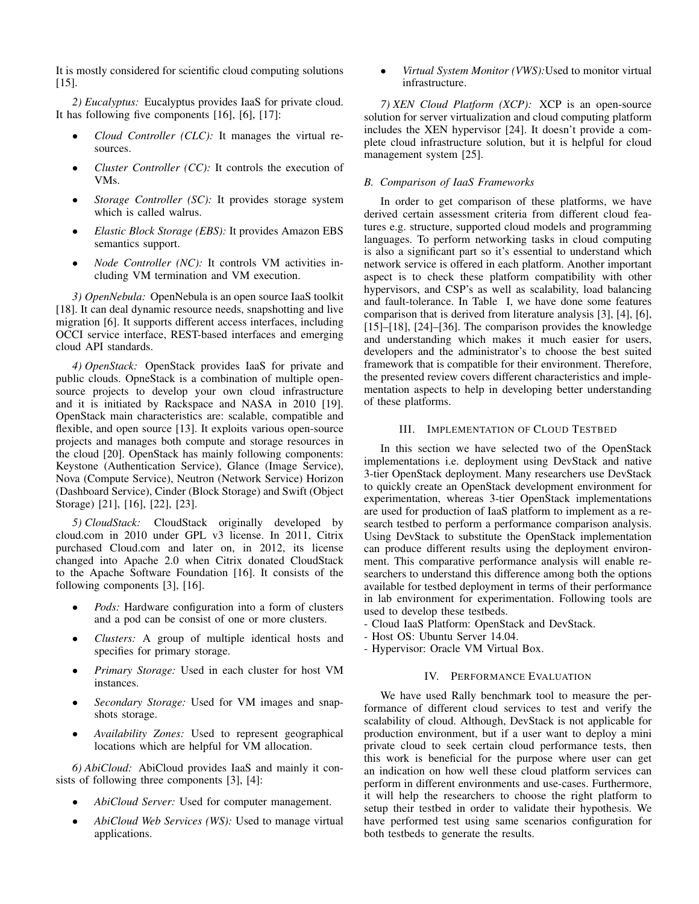It is mostly considered for scientific cloud computing solutions [15].

*2) Eucalyptus:* Eucalyptus provides IaaS for private cloud. It has following five components [16], [6], [17]:

- *Cloud Controller (CLC):* It manages the virtual resources.
- *Cluster Controller (CC):* It controls the execution of VMs.
- *Storage Controller (SC):* It provides storage system which is called walrus.
- *Elastic Block Storage (EBS):* It provides Amazon EBS semantics support.
- *Node Controller (NC):* It controls VM activities including VM termination and VM execution.

*3) OpenNebula:* OpenNebula is an open source IaaS toolkit [18]. It can deal dynamic resource needs, snapshotting and live migration [6]. It supports different access interfaces, including OCCI service interface, REST-based interfaces and emerging cloud API standards.

*4) OpenStack:* OpenStack provides IaaS for private and public clouds. OpneStack is a combination of multiple open-source projects to develop your own cloud infrastructure and it is initiated by Rackspace and NASA in 2010 [19]. OpenStack main characteristics are: scalable, compatible and flexible, and open source [13]. It exploits various open-source projects and manages both compute and storage resources in the cloud [20]. OpenStack has mainly following components: Keystone (Authentication Service), Glance (Image Service), Nova (Compute Service), Neutron (Network Service) Horizon (Dashboard Service), Cinder (Block Storage) and Swift (Object Storage) [21], [16], [22], [23].

*5) CloudStack:* CloudStack originally developed by cloud.com in 2010 under GPL v3 license. In 2011, Citrix purchased Cloud.com and later on, in 2012, its license changed into Apache 2.0 when Citrix donated CloudStack to the Apache Software Foundation [16]. It consists of the following components [3], [16].

- *Pods:* Hardware configuration into a form of clusters and a pod can be consist of one or more clusters.
- *Clusters:* A group of multiple identical hosts and specifies for primary storage.
- *Primary Storage:* Used in each cluster for host VM instances.
- *Secondary Storage:* Used for VM images and snapshots storage.
- *Availability Zones:* Used to represent geographical locations which are helpful for VM allocation.

*6) AbiCloud:* AbiCloud provides IaaS and mainly it consists of following three components [3], [4]:

- *AbiCloud Server:* Used for computer management.
- *AbiCloud Web Services (WS):* Used to manage virtual applications.
- *Virtual System Monitor (VWS):*Used to monitor virtual infrastructure.

*7) XEN Cloud Platform (XCP):* XCP is an open-source solution for server virtualization and cloud computing platform includes the XEN hypervisor [24]. It doesn't provide a complete cloud infrastructure solution, but it is helpful for cloud management system [25].

### B. Comparison of IaaS Frameworks

In order to get comparison of these platforms, we have derived certain assessment criteria from different cloud features e.g. structure, supported cloud models and programming languages. To perform networking tasks in cloud computing is also a significant part so it's essential to understand which network service is offered in each platform. Another important aspect is to check these platform compatibility with other hypervisors, and CSP's as well as scalability, load balancing and fault-tolerance. In Table I, we have done some features comparison that is derived from literature analysis [3], [4], [6], [15]–[18], [24]–[36]. The comparison provides the knowledge and understanding which makes it much easier for users, developers and the administrator's to choose the best suited framework that is compatible for their environment. Therefore, the presented review covers different characteristics and implementation aspects to help in developing better understanding of these platforms.

## III. Implementation of Cloud Testbed

In this section we have selected two of the OpenStack implementations i.e. deployment using DevStack and native 3-tier OpenStack deployment. Many researchers use DevStack to quickly create an OpenStack development environment for experimentation, whereas 3-tier OpenStack implementations are used for production of IaaS platform to implement as a research testbed to perform a performance comparison analysis. Using DevStack to substitute the OpenStack implementation can produce different results using the deployment environment. This comparative performance analysis will enable researchers to understand this difference among both the options available for testbed deployment in terms of their performance in lab environment for experimentation. Following tools are used to develop these testbeds.

- Cloud IaaS Platform: OpenStack and DevStack.
- Host OS: Ubuntu Server 14.04.
- Hypervisor: Oracle VM Virtual Box.

## IV. Performance Evaluation

We have used Rally benchmark tool to measure the performance of different cloud services to test and verify the scalability of cloud. Although, DevStack is not applicable for production environment, but if a user want to deploy a mini private cloud to seek certain cloud performance tests, then this work is beneficial for the purpose where user can get an indication on how well these cloud platform services can perform in different environments and use-cases. Furthermore, it will help the researchers to choose the right platform to setup their testbed in order to validate their hypothesis. We have performed test using same scenarios configuration for both testbeds to generate the results.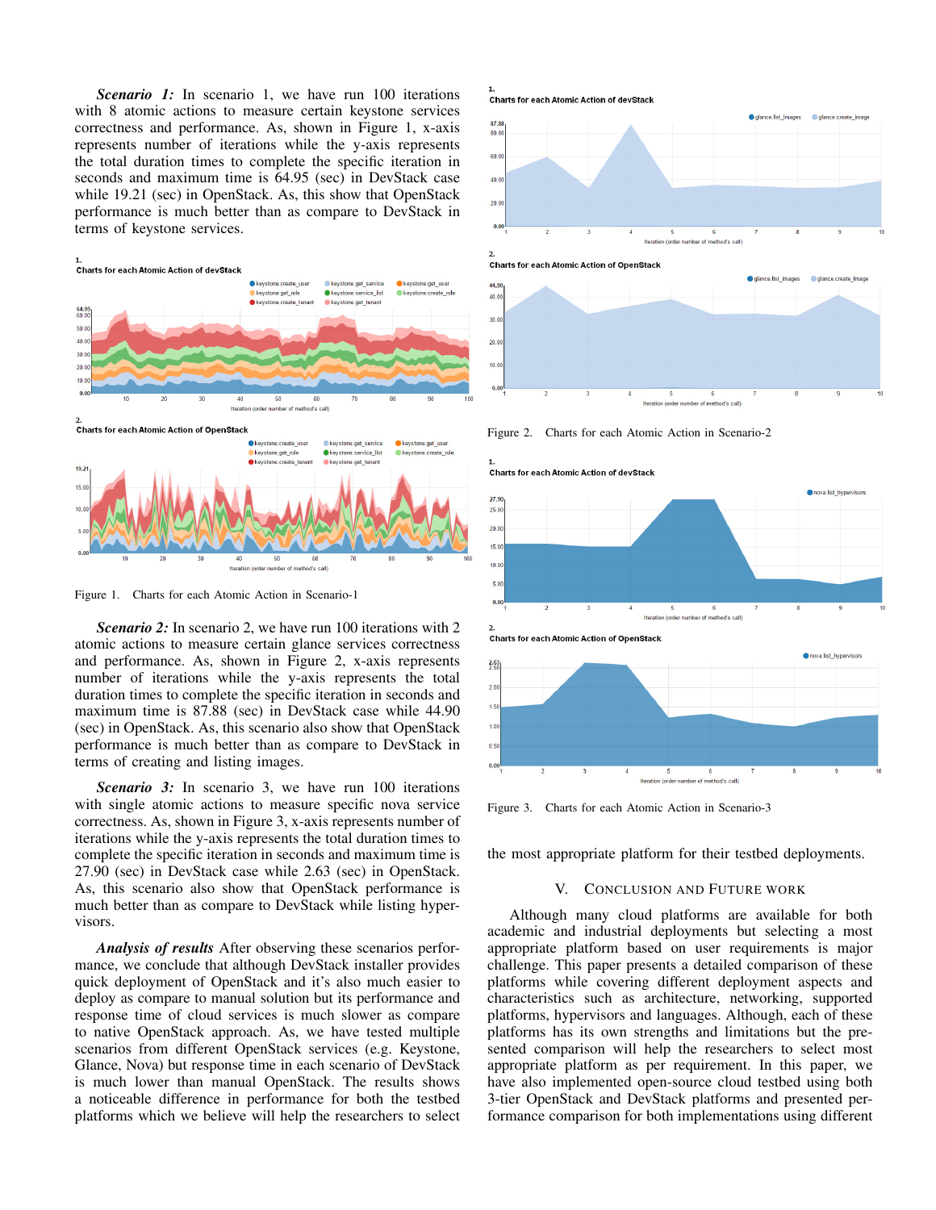***Scenario 1:*** In scenario 1, we have run 100 iterations with 8 atomic actions to measure certain keystone services correctness and performance. As, shown in Figure 1, x-axis represents number of iterations while the y-axis represents the total duration times to complete the specific iteration in seconds and maximum time is 64.95 (sec) in DevStack case while 19.21 (sec) in OpenStack. As, this show that OpenStack performance is much better than as compare to DevStack in terms of keystone services.

Figure 1. Charts for each Atomic Action in Scenario-1

***Scenario 2:*** In scenario 2, we have run 100 iterations with 2 atomic actions to measure certain glance services correctness and performance. As, shown in Figure 2, x-axis represents number of iterations while the y-axis represents the total duration times to complete the specific iteration in seconds and maximum time is 87.88 (sec) in DevStack case while 44.90 (sec) in OpenStack. As, this scenario also show that OpenStack performance is much better than as compare to DevStack in terms of creating and listing images.

***Scenario 3:*** In scenario 3, we have run 100 iterations with single atomic actions to measure specific nova service correctness. As, shown in Figure 3, x-axis represents number of iterations while the y-axis represents the total duration times to complete the specific iteration in seconds and maximum time is 27.90 (sec) in DevStack case while 2.63 (sec) in OpenStack. As, this scenario also show that OpenStack performance is much better than as compare to DevStack while listing hypervisors.

***Analysis of results*** After observing these scenarios performance, we conclude that although DevStack installer provides quick deployment of OpenStack and it's also much easier to deploy as compare to manual solution but its performance and response time of cloud services is much slower as compare to native OpenStack approach. As, we have tested multiple scenarios from different OpenStack services (e.g. Keystone, Glance, Nova) but response time in each scenario of DevStack is much lower than manual OpenStack. The results shows a noticeable difference in performance for both the testbed platforms which we believe will help the researchers to select the most appropriate platform for their testbed deployments.

Figure 2. Charts for each Atomic Action in Scenario-2

Figure 3. Charts for each Atomic Action in Scenario-3

## V. Conclusion and Future Work

Although many cloud platforms are available for both academic and industrial deployments but selecting a most appropriate platform based on user requirements is major challenge. This paper presents a detailed comparison of these platforms while covering different deployment aspects and characteristics such as architecture, networking, supported platforms, hypervisors and languages. Although, each of these platforms has its own strengths and limitations but the presented comparison will help the researchers to select most appropriate platform as per requirement. In this paper, we have also implemented open-source cloud testbed using both 3-tier OpenStack and DevStack platforms and presented performance comparison for both implementations using different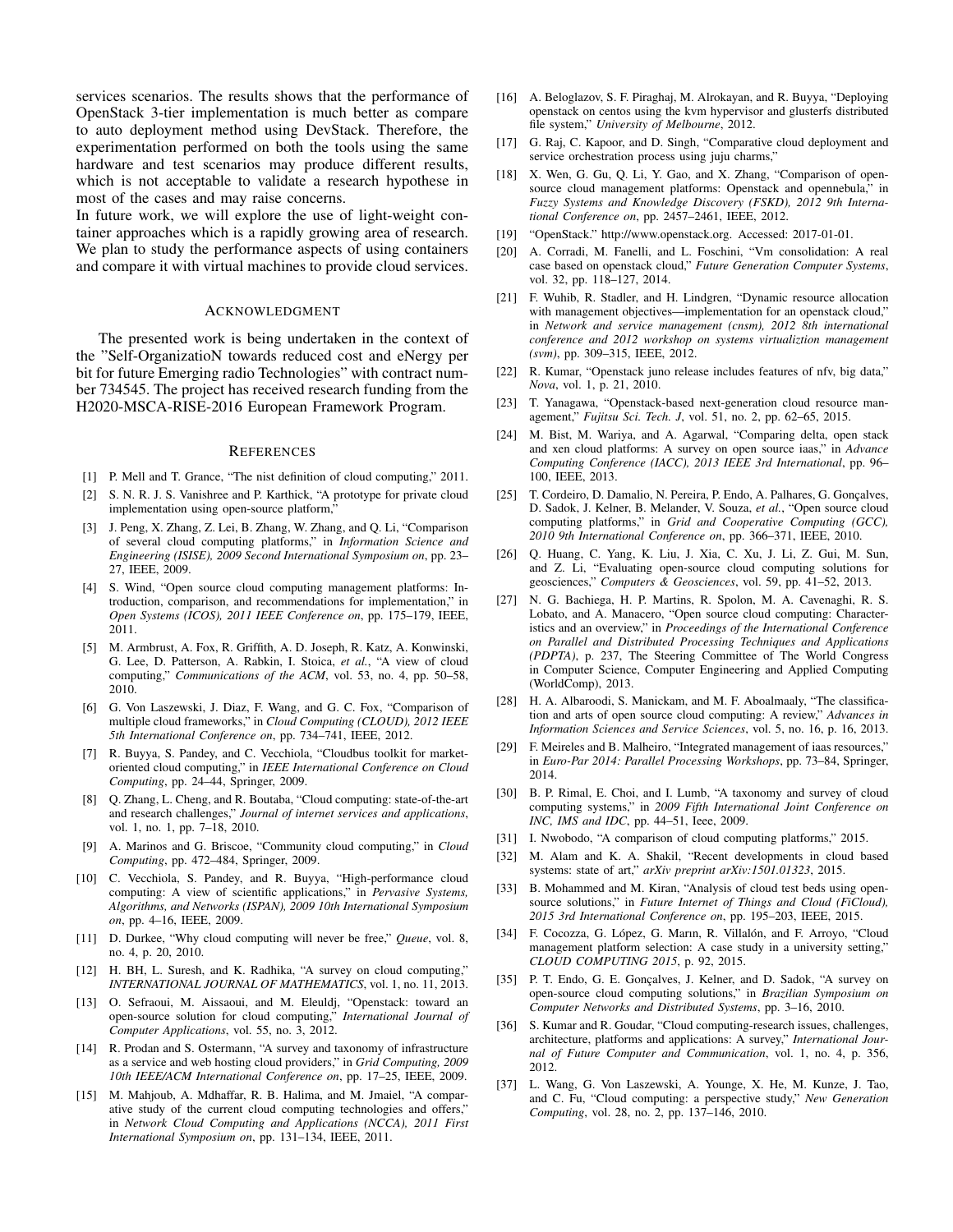services scenarios. The results shows that the performance of OpenStack 3-tier implementation is much better as compare to auto deployment method using DevStack. Therefore, the experimentation performed on both the tools using the same hardware and test scenarios may produce different results, which is not acceptable to validate a research hypothese in most of the cases and may raise concerns.

In future work, we will explore the use of light-weight container approaches which is a rapidly growing area of research. We plan to study the performance aspects of using containers and compare it with virtual machines to provide cloud services.

## Acknowledgment

The presented work is being undertaken in the context of the "Self-OrganizatioN towards reduced cost and eNergy per bit for future Emerging radio Technologies" with contract number 734545. The project has received research funding from the H2020-MSCA-RISE-2016 European Framework Program.

## References

[1] P. Mell and T. Grance, "The nist definition of cloud computing," 2011.

[2] S. N. R. J. S. Vanishree and P. Karthick, "A prototype for private cloud implementation using open-source platform,"

[3] J. Peng, X. Zhang, Z. Lei, B. Zhang, W. Zhang, and Q. Li, "Comparison of several cloud computing platforms," in *Information Science and Engineering (ISISE), 2009 Second International Symposium on*, pp. 23–27, IEEE, 2009.

[4] S. Wind, "Open source cloud computing management platforms: Introduction, comparison, and recommendations for implementation," in *Open Systems (ICOS), 2011 IEEE Conference on*, pp. 175–179, IEEE, 2011.

[5] M. Armbrust, A. Fox, R. Griffith, A. D. Joseph, R. Katz, A. Konwinski, G. Lee, D. Patterson, A. Rabkin, I. Stoica, *et al.*, "A view of cloud computing," *Communications of the ACM*, vol. 53, no. 4, pp. 50–58, 2010.

[6] G. Von Laszewski, J. Diaz, F. Wang, and G. C. Fox, "Comparison of multiple cloud frameworks," in *Cloud Computing (CLOUD), 2012 IEEE 5th International Conference on*, pp. 734–741, IEEE, 2012.

[7] R. Buyya, S. Pandey, and C. Vecchiola, "Cloudbus toolkit for market-oriented cloud computing," in *IEEE International Conference on Cloud Computing*, pp. 24–44, Springer, 2009.

[8] Q. Zhang, L. Cheng, and R. Boutaba, "Cloud computing: state-of-the-art and research challenges," *Journal of internet services and applications*, vol. 1, no. 1, pp. 7–18, 2010.

[9] A. Marinos and G. Briscoe, "Community cloud computing," in *Cloud Computing*, pp. 472–484, Springer, 2009.

[10] C. Vecchiola, S. Pandey, and R. Buyya, "High-performance cloud computing: A view of scientific applications," in *Pervasive Systems, Algorithms, and Networks (ISPAN), 2009 10th International Symposium on*, pp. 4–16, IEEE, 2009.

[11] D. Durkee, "Why cloud computing will never be free," *Queue*, vol. 8, no. 4, p. 20, 2010.

[12] H. BH, L. Suresh, and K. Radhika, "A survey on cloud computing," *INTERNATIONAL JOURNAL OF MATHEMATICS*, vol. 1, no. 11, 2013.

[13] O. Sefraoui, M. Aissaoui, and M. Eleuldj, "Openstack: toward an open-source solution for cloud computing," *International Journal of Computer Applications*, vol. 55, no. 3, 2012.

[14] R. Prodan and S. Ostermann, "A survey and taxonomy of infrastructure as a service and web hosting cloud providers," in *Grid Computing, 2009 10th IEEE/ACM International Conference on*, pp. 17–25, IEEE, 2009.

[15] M. Mahjoub, A. Mdhaffar, R. B. Halima, and M. Jmaiel, "A comparative study of the current cloud computing technologies and offers," in *Network Cloud Computing and Applications (NCCA), 2011 First International Symposium on*, pp. 131–134, IEEE, 2011.

[16] A. Beloglazov, S. F. Piraghaj, M. Alrokayan, and R. Buyya, "Deploying openstack on centos using the kvm hypervisor and glusterfs distributed file system," *University of Melbourne*, 2012.

[17] G. Raj, C. Kapoor, and D. Singh, "Comparative cloud deployment and service orchestration process using juju charms,"

[18] X. Wen, G. Gu, Q. Li, Y. Gao, and X. Zhang, "Comparison of open-source cloud management platforms: Openstack and opennebula," in *Fuzzy Systems and Knowledge Discovery (FSKD), 2012 9th International Conference on*, pp. 2457–2461, IEEE, 2012.

[19] "OpenStack." http://www.openstack.org. Accessed: 2017-01-01.

[20] A. Corradi, M. Fanelli, and L. Foschini, "Vm consolidation: A real case based on openstack cloud," *Future Generation Computer Systems*, vol. 32, pp. 118–127, 2014.

[21] F. Wuhib, R. Stadler, and H. Lindgren, "Dynamic resource allocation with management objectives—implementation for an openstack cloud," in *Network and service management (cnsm), 2012 8th international conference and 2012 workshop on systems virtualiztion management (svm)*, pp. 309–315, IEEE, 2012.

[22] R. Kumar, "Openstack juno release includes features of nfv, big data," *Nova*, vol. 1, p. 21, 2010.

[23] T. Yanagawa, "Openstack-based next-generation cloud resource management," *Fujitsu Sci. Tech. J*, vol. 51, no. 2, pp. 62–65, 2015.

[24] M. Bist, M. Wariya, and A. Agarwal, "Comparing delta, open stack and xen cloud platforms: A survey on open source iaas," in *Advance Computing Conference (IACC), 2013 IEEE 3rd International*, pp. 96–100, IEEE, 2013.

[25] T. Cordeiro, D. Damalio, N. Pereira, P. Endo, A. Palhares, G. Gonçalves, D. Sadok, J. Kelner, B. Melander, V. Souza, *et al.*, "Open source cloud computing platforms," in *Grid and Cooperative Computing (GCC), 2010 9th International Conference on*, pp. 366–371, IEEE, 2010.

[26] Q. Huang, C. Yang, K. Liu, J. Xia, C. Xu, J. Li, Z. Gui, M. Sun, and Z. Li, "Evaluating open-source cloud computing solutions for geosciences," *Computers & Geosciences*, vol. 59, pp. 41–52, 2013.

[27] N. G. Bachiega, H. P. Martins, R. Spolon, M. A. Cavenaghi, R. S. Lobato, and A. Manacero, "Open source cloud computing: Characteristics and an overview," in *Proceedings of the International Conference on Parallel and Distributed Processing Techniques and Applications (PDPTA)*, p. 237, The Steering Committee of The World Congress in Computer Science, Computer Engineering and Applied Computing (WorldComp), 2013.

[28] H. A. Albaroodi, S. Manickam, and M. F. Aboalmaaly, "The classification and arts of open source cloud computing: A review," *Advances in Information Sciences and Service Sciences*, vol. 5, no. 16, p. 16, 2013.

[29] F. Meireles and B. Malheiro, "Integrated management of iaas resources," in *Euro-Par 2014: Parallel Processing Workshops*, pp. 73–84, Springer, 2014.

[30] B. P. Rimal, E. Choi, and I. Lumb, "A taxonomy and survey of cloud computing systems," in *2009 Fifth International Joint Conference on INC, IMS and IDC*, pp. 44–51, Ieee, 2009.

[31] I. Nwobodo, "A comparison of cloud computing platforms," 2015.

[32] M. Alam and K. A. Shakil, "Recent developments in cloud based systems: state of art," *arXiv preprint arXiv:1501.01323*, 2015.

[33] B. Mohammed and M. Kiran, "Analysis of cloud test beds using open-source solutions," in *Future Internet of Things and Cloud (FiCloud), 2015 3rd International Conference on*, pp. 195–203, IEEE, 2015.

[34] F. Cocozza, G. López, G. Marın, R. Villalón, and F. Arroyo, "Cloud management platform selection: A case study in a university setting," *CLOUD COMPUTING 2015*, p. 92, 2015.

[35] P. T. Endo, G. E. Gonçalves, J. Kelner, and D. Sadok, "A survey on open-source cloud computing solutions," in *Brazilian Symposium on Computer Networks and Distributed Systems*, pp. 3–16, 2010.

[36] S. Kumar and R. Goudar, "Cloud computing-research issues, challenges, architecture, platforms and applications: A survey," *International Journal of Future Computer and Communication*, vol. 1, no. 4, p. 356, 2012.

[37] L. Wang, G. Von Laszewski, A. Younge, X. He, M. Kunze, J. Tao, and C. Fu, "Cloud computing: a perspective study," *New Generation Computing*, vol. 28, no. 2, pp. 137–146, 2010.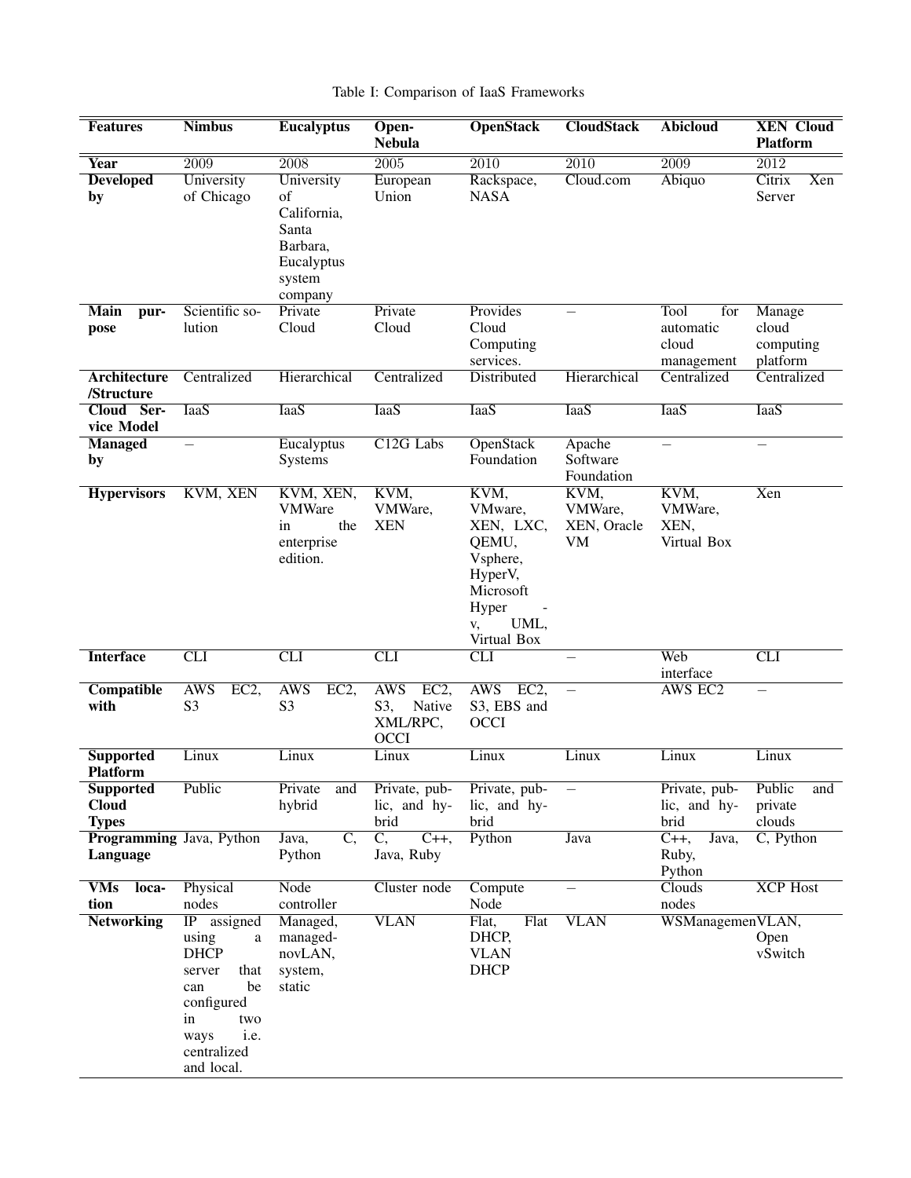Table I: Comparison of IaaS Frameworks

| Features | Nimbus | Eucalyptus | Open-Nebula | OpenStack | CloudStack | Abicloud | XEN Cloud Platform |
|---|---|---|---|---|---|---|---|
| Year | 2009 | 2008 | 2005 | 2010 | 2010 | 2009 | 2012 |
| Developed by | University of Chicago | University of California, Santa Barbara, Eucalyptus system company | European Union | Rackspace, NASA | Cloud.com | Abiquo | Citrix Xen Server |
| Main purpose | Scientific solution | Private Cloud | Private Cloud | Provides Cloud Computing services. | – | Tool for automatic cloud management | Manage cloud computing platform |
| Architecture /Structure | Centralized | Hierarchical | Centralized | Distributed | Hierarchical | Centralized | Centralized |
| Cloud Service Model | IaaS | IaaS | IaaS | IaaS | IaaS | IaaS | IaaS |
| Managed by | – | Eucalyptus Systems | C12G Labs | OpenStack Foundation | Apache Software Foundation | – | – |
| Hypervisors | KVM, XEN | KVM, XEN, VMWare in the enterprise edition. | KVM, VMWare, XEN | KVM, VMware, XEN, LXC, QEMU, Vsphere, HyperV, Microsoft Hyper - v, UML, Virtual Box | KVM, VMWare, XEN, Oracle VM | KVM, VMWare, XEN, Virtual Box | Xen |
| Interface | CLI | CLI | CLI | CLI | – | Web interface | CLI |
| Compatible with | AWS EC2, S3 | AWS EC2, S3 | AWS EC2, S3, Native XML/RPC, OCCI | AWS EC2, S3, EBS and OCCI | – | AWS EC2 | – |
| Supported Platform | Linux | Linux | Linux | Linux | Linux | Linux | Linux |
| Supported Cloud Types | Public | Private and hybrid | Private, public, and hybrid | Private, public, and hybrid | – | Private, public, and hybrid | Public and private clouds |
| Programming Language | Java, Python | Java, C, Python | C, C++, Java, Ruby | Python | Java | C++, Java, Ruby, Python | C, Python |
| VMs location | Physical nodes | Node controller | Cluster node | Compute Node | – | Clouds nodes | XCP Host |
| Networking | IP assigned using a DHCP server that can be configured in two ways i.e. centralized and local. | Managed, managed-novLAN, system, static | VLAN | Flat, Flat DHCP, VLAN DHCP | VLAN | WSManagemen | VLAN, Open vSwitch |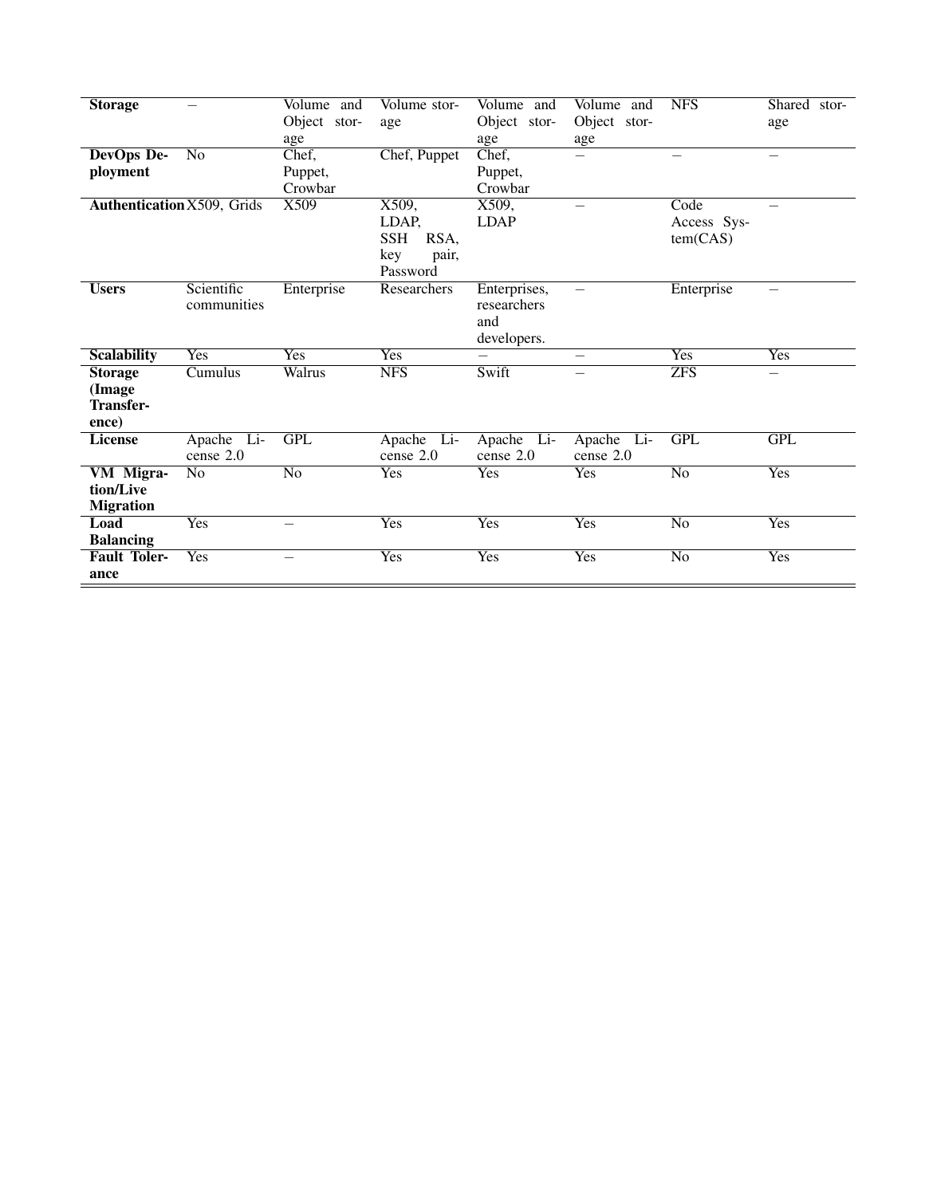| | | | | | | | |
|---|---|---|---|---|---|---|---|
| **Storage** | – | Volume and Object storage | Volume storage | Volume and Object storage | Volume and Object storage | NFS | Shared storage |
| **DevOps Deployment** | No | Chef, Puppet, Crowbar | Chef, Puppet | Chef, Puppet, Crowbar | – | – | – |
| **Authentication** | X509, Grids | X509 | X509, LDAP, SSH RSA, key pair, Password | X509, LDAP | – | Code Access System(CAS) | – |
| **Users** | Scientific communities | Enterprise | Researchers | Enterprises, researchers and developers. | – | Enterprise | – |
| **Scalability** | Yes | Yes | Yes | – | – | Yes | Yes |
| **Storage (Image Transference)** | Cumulus | Walrus | NFS | Swift | – | ZFS | – |
| **License** | Apache License 2.0 | GPL | Apache License 2.0 | Apache License 2.0 | Apache License 2.0 | GPL | GPL |
| **VM Migration/Live Migration** | No | No | Yes | Yes | Yes | No | Yes |
| **Load Balancing** | Yes | – | Yes | Yes | Yes | No | Yes |
| **Fault Tolerance** | Yes | – | Yes | Yes | Yes | No | Yes |